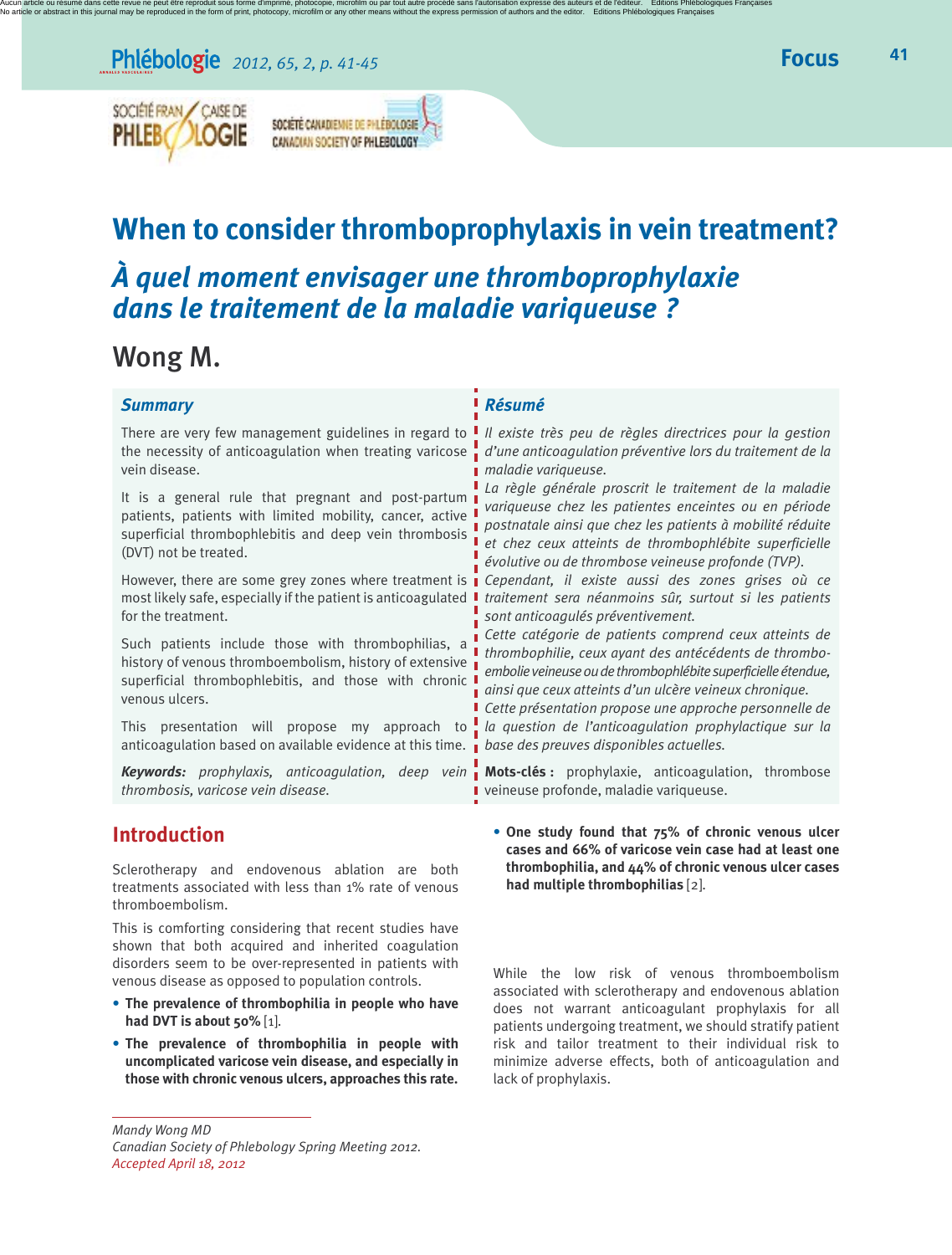# When to consider thromboprophylaxis in vein treatment?

# *À quel moment envisager une thromboprophylaxie dans le traitement de la maladie variqueuse ?*

## Wong M.

### Summary

There are very few management guidelines in regard to the necessity of anticoagulation when treating varicose vein disease.

It is a general rule that pregnant and post-partum patients, patients with limited mobility, cancer, active superficial thrombophlebitis and deep vein thrombosis (DVT) not be treated.

However, there are some grey zones where treatment is most likely safe, especially if the patient is anticoagulated for the treatment.

Such patients include those with thrombophilias, a history of venous thromboembolism, history of extensive superficial thrombophlebitis, and those with chronic venous ulcers.

This presentation will propose my approach to anticoagulation based on available evidence at this time.

***Keywords:*** *prophylaxis, anticoagulation, deep vein thrombosis, varicose vein disease.*

### *Résumé*

*Il existe très peu de règles directrices pour la gestion d'une anticoagulation préventive lors du traitement de la maladie variqueuse.*

*La règle générale proscrit le traitement de la maladie variqueuse chez les patientes enceintes ou en période postnatale ainsi que chez les patients à mobilité réduite et chez ceux atteints de thrombophlébite superficielle évolutive ou de thrombose veineuse profonde (TVP).*

*Cependant, il existe aussi des zones grises où ce traitement sera néanmoins sûr, surtout si les patients sont anticoagulés préventivement.*

*Cette catégorie de patients comprend ceux atteints de thrombophilie, ceux ayant des antécédents de thrombo-embolie veineuse ou de thrombophlébite superficielle étendue, ainsi que ceux atteints d'un ulcère veineux chronique.*

*Cette présentation propose une approche personnelle de la question de l'anticoagulation prophylactique sur la base des preuves disponibles actuelles.*

**Mots-clés :** prophylaxie, anticoagulation, thrombose veineuse profonde, maladie variqueuse.

## Introduction

Sclerotherapy and endovenous ablation are both treatments associated with less than 1% rate of venous thromboembolism.

This is comforting considering that recent studies have shown that both acquired and inherited coagulation disorders seem to be over-represented in patients with venous disease as opposed to population controls.

- **The prevalence of thrombophilia in people who have had DVT is about 50%** [1].
- **The prevalence of thrombophilia in people with uncomplicated varicose vein disease, and especially in those with chronic venous ulcers, approaches this rate.**
- **One study found that 75% of chronic venous ulcer cases and 66% of varicose vein case had at least one thrombophilia, and 44% of chronic venous ulcer cases had multiple thrombophilias** [2].

While the low risk of venous thromboembolism associated with sclerotherapy and endovenous ablation does not warrant anticoagulant prophylaxis for all patients undergoing treatment, we should stratify patient risk and tailor treatment to their individual risk to minimize adverse effects, both of anticoagulation and lack of prophylaxis.

---

*Mandy Wong MD*
*Canadian Society of Phlebology Spring Meeting 2012.*
*Accepted April 18, 2012*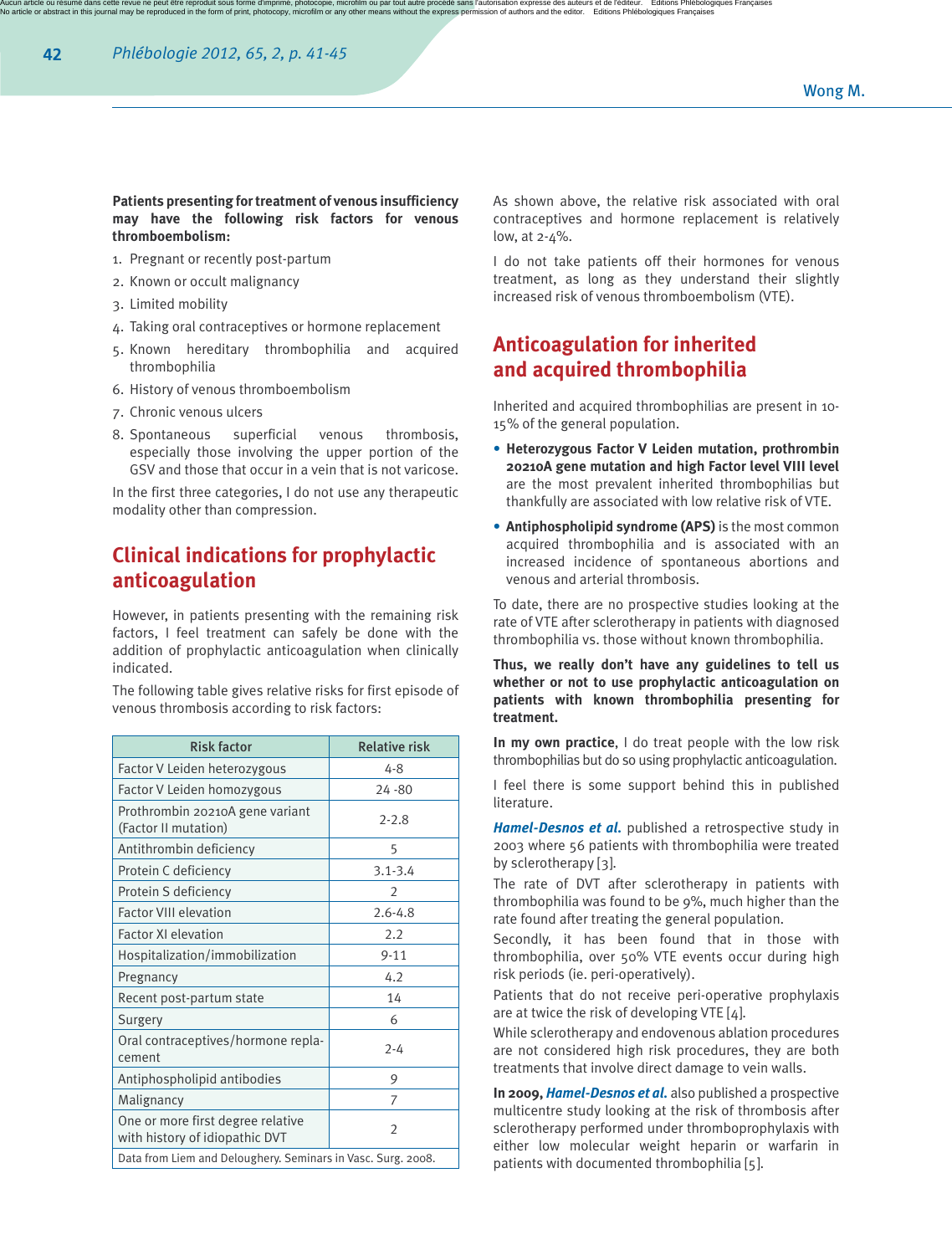**Patients presenting for treatment of venous insufficiency may have the following risk factors for venous thromboembolism:**

1. Pregnant or recently post-partum
2. Known or occult malignancy
3. Limited mobility
4. Taking oral contraceptives or hormone replacement
5. Known hereditary thrombophilia and acquired thrombophilia
6. History of venous thromboembolism
7. Chronic venous ulcers
8. Spontaneous superficial venous thrombosis, especially those involving the upper portion of the GSV and those that occur in a vein that is not varicose.

In the first three categories, I do not use any therapeutic modality other than compression.

## Clinical indications for prophylactic anticoagulation

However, in patients presenting with the remaining risk factors, I feel treatment can safely be done with the addition of prophylactic anticoagulation when clinically indicated.

The following table gives relative risks for first episode of venous thrombosis according to risk factors:

| Risk factor | Relative risk |
|---|---|
| Factor V Leiden heterozygous | 4-8 |
| Factor V Leiden homozygous | 24 -80 |
| Prothrombin 20210A gene variant (Factor II mutation) | 2-2.8 |
| Antithrombin deficiency | 5 |
| Protein C deficiency | 3.1-3.4 |
| Protein S deficiency | 2 |
| Factor VIII elevation | 2.6-4.8 |
| Factor XI elevation | 2.2 |
| Hospitalization/immobilization | 9-11 |
| Pregnancy | 4.2 |
| Recent post-partum state | 14 |
| Surgery | 6 |
| Oral contraceptives/hormone replacement | 2-4 |
| Antiphospholipid antibodies | 9 |
| Malignancy | 7 |
| One or more first degree relative with history of idiopathic DVT | 2 |

Data from Liem and Deloughery. Seminars in Vasc. Surg. 2008.

As shown above, the relative risk associated with oral contraceptives and hormone replacement is relatively low, at 2-4%.

I do not take patients off their hormones for venous treatment, as long as they understand their slightly increased risk of venous thromboembolism (VTE).

## Anticoagulation for inherited and acquired thrombophilia

Inherited and acquired thrombophilias are present in 10-15% of the general population.

- **Heterozygous Factor V Leiden mutation, prothrombin 20210A gene mutation and high Factor level VIII level** are the most prevalent inherited thrombophilias but thankfully are associated with low relative risk of VTE.
- **Antiphospholipid syndrome (APS)** is the most common acquired thrombophilia and is associated with an increased incidence of spontaneous abortions and venous and arterial thrombosis.

To date, there are no prospective studies looking at the rate of VTE after sclerotherapy in patients with diagnosed thrombophilia vs. those without known thrombophilia.

**Thus, we really don't have any guidelines to tell us whether or not to use prophylactic anticoagulation on patients with known thrombophilia presenting for treatment.**

**In my own practice**, I do treat people with the low risk thrombophilias but do so using prophylactic anticoagulation.

I feel there is some support behind this in published literature.

***Hamel-Desnos et al.*** published a retrospective study in 2003 where 56 patients with thrombophilia were treated by sclerotherapy [3].

The rate of DVT after sclerotherapy in patients with thrombophilia was found to be 9%, much higher than the rate found after treating the general population.

Secondly, it has been found that in those with thrombophilia, over 50% VTE events occur during high risk periods (ie. peri-operatively).

Patients that do not receive peri-operative prophylaxis are at twice the risk of developing VTE [4].

While sclerotherapy and endovenous ablation procedures are not considered high risk procedures, they are both treatments that involve direct damage to vein walls.

**In 2009, *Hamel-Desnos et al.*** also published a prospective multicentre study looking at the risk of thrombosis after sclerotherapy performed under thromboprophylaxis with either low molecular weight heparin or warfarin in patients with documented thrombophilia [5].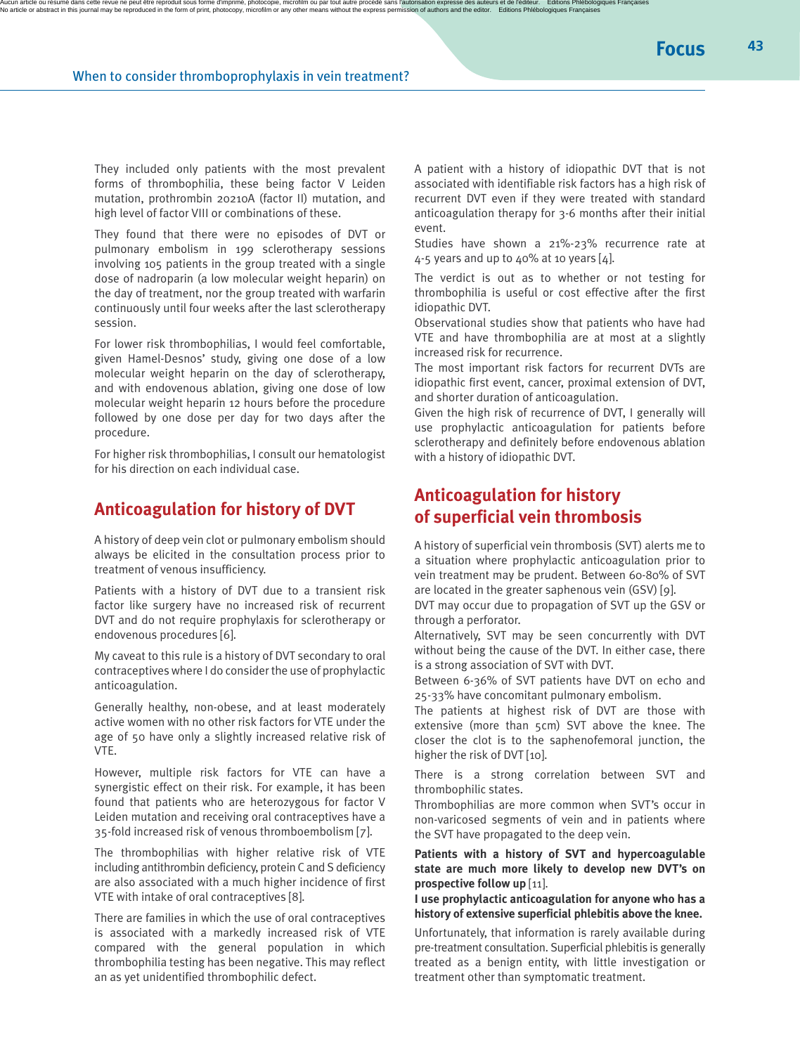They included only patients with the most prevalent forms of thrombophilia, these being factor V Leiden mutation, prothrombin 20210A (factor II) mutation, and high level of factor VIII or combinations of these.

They found that there were no episodes of DVT or pulmonary embolism in 199 sclerotherapy sessions involving 105 patients in the group treated with a single dose of nadroparin (a low molecular weight heparin) on the day of treatment, nor the group treated with warfarin continuously until four weeks after the last sclerotherapy session.

For lower risk thrombophilias, I would feel comfortable, given Hamel-Desnos' study, giving one dose of a low molecular weight heparin on the day of sclerotherapy, and with endovenous ablation, giving one dose of low molecular weight heparin 12 hours before the procedure followed by one dose per day for two days after the procedure.

For higher risk thrombophilias, I consult our hematologist for his direction on each individual case.

## Anticoagulation for history of DVT

A history of deep vein clot or pulmonary embolism should always be elicited in the consultation process prior to treatment of venous insufficiency.

Patients with a history of DVT due to a transient risk factor like surgery have no increased risk of recurrent DVT and do not require prophylaxis for sclerotherapy or endovenous procedures [6].

My caveat to this rule is a history of DVT secondary to oral contraceptives where I do consider the use of prophylactic anticoagulation.

Generally healthy, non-obese, and at least moderately active women with no other risk factors for VTE under the age of 50 have only a slightly increased relative risk of VTE.

However, multiple risk factors for VTE can have a synergistic effect on their risk. For example, it has been found that patients who are heterozygous for factor V Leiden mutation and receiving oral contraceptives have a 35-fold increased risk of venous thromboembolism [7].

The thrombophilias with higher relative risk of VTE including antithrombin deficiency, protein C and S deficiency are also associated with a much higher incidence of first VTE with intake of oral contraceptives [8].

There are families in which the use of oral contraceptives is associated with a markedly increased risk of VTE compared with the general population in which thrombophilia testing has been negative. This may reflect an as yet unidentified thrombophilic defect.

A patient with a history of idiopathic DVT that is not associated with identifiable risk factors has a high risk of recurrent DVT even if they were treated with standard anticoagulation therapy for 3-6 months after their initial event.

Studies have shown a 21%-23% recurrence rate at 4-5 years and up to 40% at 10 years [4].

The verdict is out as to whether or not testing for thrombophilia is useful or cost effective after the first idiopathic DVT.

Observational studies show that patients who have had VTE and have thrombophilia are at most at a slightly increased risk for recurrence.

The most important risk factors for recurrent DVTs are idiopathic first event, cancer, proximal extension of DVT, and shorter duration of anticoagulation.

Given the high risk of recurrence of DVT, I generally will use prophylactic anticoagulation for patients before sclerotherapy and definitely before endovenous ablation with a history of idiopathic DVT.

## Anticoagulation for history of superficial vein thrombosis

A history of superficial vein thrombosis (SVT) alerts me to a situation where prophylactic anticoagulation prior to vein treatment may be prudent. Between 60-80% of SVT are located in the greater saphenous vein (GSV) [9].

DVT may occur due to propagation of SVT up the GSV or through a perforator.

Alternatively, SVT may be seen concurrently with DVT without being the cause of the DVT. In either case, there is a strong association of SVT with DVT.

Between 6-36% of SVT patients have DVT on echo and 25-33% have concomitant pulmonary embolism.

The patients at highest risk of DVT are those with extensive (more than 5cm) SVT above the knee. The closer the clot is to the saphenofemoral junction, the higher the risk of DVT [10].

There is a strong correlation between SVT and thrombophilic states.

Thrombophilias are more common when SVT's occur in non-varicosed segments of vein and in patients where the SVT have propagated to the deep vein.

**Patients with a history of SVT and hypercoagulable state are much more likely to develop new DVT's on prospective follow up** [11].

**I use prophylactic anticoagulation for anyone who has a history of extensive superficial phlebitis above the knee.**

Unfortunately, that information is rarely available during pre-treatment consultation. Superficial phlebitis is generally treated as a benign entity, with little investigation or treatment other than symptomatic treatment.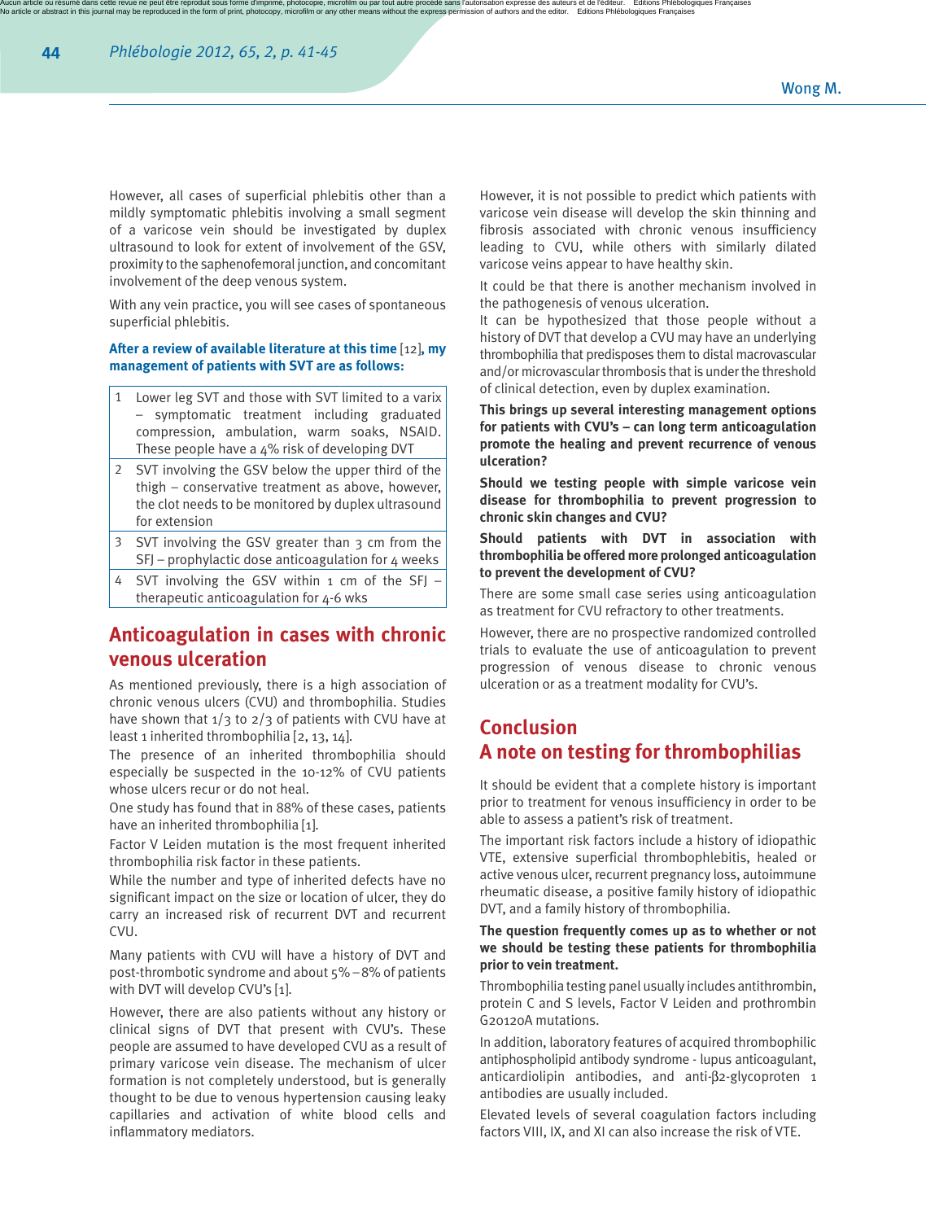However, all cases of superficial phlebitis other than a mildly symptomatic phlebitis involving a small segment of a varicose vein should be investigated by duplex ultrasound to look for extent of involvement of the GSV, proximity to the saphenofemoral junction, and concomitant involvement of the deep venous system.

With any vein practice, you will see cases of spontaneous superficial phlebitis.

**After a review of available literature at this time** [12]**, my management of patients with SVT are as follows:**

| | |
|---|---|
| 1 | Lower leg SVT and those with SVT limited to a varix – symptomatic treatment including graduated compression, ambulation, warm soaks, NSAID. These people have a 4% risk of developing DVT |
| 2 | SVT involving the GSV below the upper third of the thigh – conservative treatment as above, however, the clot needs to be monitored by duplex ultrasound for extension |
| 3 | SVT involving the GSV greater than 3 cm from the SFJ – prophylactic dose anticoagulation for 4 weeks |
| 4 | SVT involving the GSV within 1 cm of the SFJ – therapeutic anticoagulation for 4-6 wks |

## Anticoagulation in cases with chronic venous ulceration

As mentioned previously, there is a high association of chronic venous ulcers (CVU) and thrombophilia. Studies have shown that 1/3 to 2/3 of patients with CVU have at least 1 inherited thrombophilia [2, 13, 14].

The presence of an inherited thrombophilia should especially be suspected in the 10-12% of CVU patients whose ulcers recur or do not heal.

One study has found that in 88% of these cases, patients have an inherited thrombophilia [1].

Factor V Leiden mutation is the most frequent inherited thrombophilia risk factor in these patients.

While the number and type of inherited defects have no significant impact on the size or location of ulcer, they do carry an increased risk of recurrent DVT and recurrent CVU.

Many patients with CVU will have a history of DVT and post-thrombotic syndrome and about 5% – 8% of patients with DVT will develop CVU's [1].

However, there are also patients without any history or clinical signs of DVT that present with CVU's. These people are assumed to have developed CVU as a result of primary varicose vein disease. The mechanism of ulcer formation is not completely understood, but is generally thought to be due to venous hypertension causing leaky capillaries and activation of white blood cells and inflammatory mediators.

However, it is not possible to predict which patients with varicose vein disease will develop the skin thinning and fibrosis associated with chronic venous insufficiency leading to CVU, while others with similarly dilated varicose veins appear to have healthy skin.

It could be that there is another mechanism involved in the pathogenesis of venous ulceration.

It can be hypothesized that those people without a history of DVT that develop a CVU may have an underlying thrombophilia that predisposes them to distal macrovascular and/or microvascular thrombosis that is under the threshold of clinical detection, even by duplex examination.

**This brings up several interesting management options for patients with CVU's – can long term anticoagulation promote the healing and prevent recurrence of venous ulceration?**

**Should we testing people with simple varicose vein disease for thrombophilia to prevent progression to chronic skin changes and CVU?**

**Should patients with DVT in association with thrombophilia be offered more prolonged anticoagulation to prevent the development of CVU?**

There are some small case series using anticoagulation as treatment for CVU refractory to other treatments.

However, there are no prospective randomized controlled trials to evaluate the use of anticoagulation to prevent progression of venous disease to chronic venous ulceration or as a treatment modality for CVU's.

## Conclusion
## A note on testing for thrombophilias

It should be evident that a complete history is important prior to treatment for venous insufficiency in order to be able to assess a patient's risk of treatment.

The important risk factors include a history of idiopathic VTE, extensive superficial thrombophlebitis, healed or active venous ulcer, recurrent pregnancy loss, autoimmune rheumatic disease, a positive family history of idiopathic DVT, and a family history of thrombophilia.

**The question frequently comes up as to whether or not we should be testing these patients for thrombophilia prior to vein treatment.**

Thrombophilia testing panel usually includes antithrombin, protein C and S levels, Factor V Leiden and prothrombin G20120A mutations.

In addition, laboratory features of acquired thrombophilic antiphospholipid antibody syndrome - lupus anticoagulant, anticardiolipin antibodies, and anti-β2-glycoproten 1 antibodies are usually included.

Elevated levels of several coagulation factors including factors VIII, IX, and XI can also increase the risk of VTE.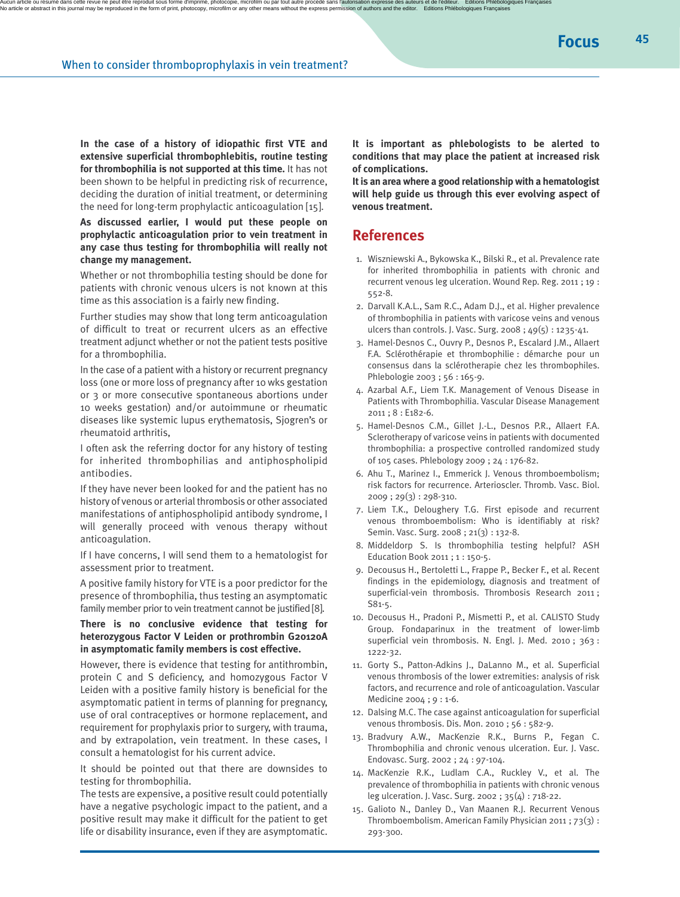**In the case of a history of idiopathic first VTE and extensive superficial thrombophlebitis, routine testing for thrombophilia is not supported at this time.** It has not been shown to be helpful in predicting risk of recurrence, deciding the duration of initial treatment, or determining the need for long-term prophylactic anticoagulation [15].

**As discussed earlier, I would put these people on prophylactic anticoagulation prior to vein treatment in any case thus testing for thrombophilia will really not change my management.**

Whether or not thrombophilia testing should be done for patients with chronic venous ulcers is not known at this time as this association is a fairly new finding.

Further studies may show that long term anticoagulation of difficult to treat or recurrent ulcers as an effective treatment adjunct whether or not the patient tests positive for a thrombophilia.

In the case of a patient with a history or recurrent pregnancy loss (one or more loss of pregnancy after 10 wks gestation or 3 or more consecutive spontaneous abortions under 10 weeks gestation) and/or autoimmune or rheumatic diseases like systemic lupus erythematosis, Sjogren's or rheumatoid arthritis,

I often ask the referring doctor for any history of testing for inherited thrombophilias and antiphospholipid antibodies.

If they have never been looked for and the patient has no history of venous or arterial thrombosis or other associated manifestations of antiphospholipid antibody syndrome, I will generally proceed with venous therapy without anticoagulation.

If I have concerns, I will send them to a hematologist for assessment prior to treatment.

A positive family history for VTE is a poor predictor for the presence of thrombophilia, thus testing an asymptomatic family member prior to vein treatment cannot be justified [8].

**There is no conclusive evidence that testing for heterozygous Factor V Leiden or prothrombin G20120A in asymptomatic family members is cost effective.**

However, there is evidence that testing for antithrombin, protein C and S deficiency, and homozygous Factor V Leiden with a positive family history is beneficial for the asymptomatic patient in terms of planning for pregnancy, use of oral contraceptives or hormone replacement, and requirement for prophylaxis prior to surgery, with trauma, and by extrapolation, vein treatment. In these cases, I consult a hematologist for his current advice.

It should be pointed out that there are downsides to testing for thrombophilia.

The tests are expensive, a positive result could potentially have a negative psychologic impact to the patient, and a positive result may make it difficult for the patient to get life or disability insurance, even if they are asymptomatic.

**It is important as phlebologists to be alerted to conditions that may place the patient at increased risk of complications.**

**It is an area where a good relationship with a hematologist will help guide us through this ever evolving aspect of venous treatment.**

## References

1. Wiszniewski A., Bykowska K., Bilski R., et al. Prevalence rate for inherited thrombophilia in patients with chronic and recurrent venous leg ulceration. Wound Rep. Reg. 2011 ; 19 : 552-8.
2. Darvall K.A.L., Sam R.C., Adam D.J., et al. Higher prevalence of thrombophilia in patients with varicose veins and venous ulcers than controls. J. Vasc. Surg. 2008 ; 49(5) : 1235-41.
3. Hamel-Desnos C., Ouvry P., Desnos P., Escalard J.M., Allaert F.A. Sclérothérapie et thrombophilie : démarche pour un consensus dans la sclérotherapie chez les thrombophiles. Phlebologie 2003 ; 56 : 165-9.
4. Azarbal A.F., Liem T.K. Management of Venous Disease in Patients with Thrombophilia. Vascular Disease Management 2011 ; 8 : E182-6.
5. Hamel-Desnos C.M., Gillet J.-L., Desnos P.R., Allaert F.A. Sclerotherapy of varicose veins in patients with documented thrombophilia: a prospective controlled randomized study of 105 cases. Phlebology 2009 ; 24 : 176-82.
6. Ahu T., Marinez I., Emmerick J. Venous thromboembolism; risk factors for recurrence. Arterioscler. Thromb. Vasc. Biol. 2009 ; 29(3) : 298-310.
7. Liem T.K., Deloughery T.G. First episode and recurrent venous thromboembolism: Who is identifiably at risk? Semin. Vasc. Surg. 2008 ; 21(3) : 132-8.
8. Middeldorp S. Is thrombophilia testing helpful? ASH Education Book 2011 ; 1 : 150-5.
9. Decousus H., Bertoletti L., Frappe P., Becker F., et al. Recent findings in the epidemiology, diagnosis and treatment of superficial-vein thrombosis. Thrombosis Research 2011 ; S81-5.
10. Decousus H., Pradoni P., Mismetti P., et al. CALISTO Study Group. Fondaparinux in the treatment of lower-limb superficial vein thrombosis. N. Engl. J. Med. 2010 ; 363 : 1222-32.
11. Gorty S., Patton-Adkins J., DaLanno M., et al. Superficial venous thrombosis of the lower extremities: analysis of risk factors, and recurrence and role of anticoagulation. Vascular Medicine 2004 ; 9 : 1-6.
12. Dalsing M.C. The case against anticoagulation for superficial venous thrombosis. Dis. Mon. 2010 ; 56 : 582-9.
13. Bradvury A.W., MacKenzie R.K., Burns P., Fegan C. Thrombophilia and chronic venous ulceration. Eur. J. Vasc. Endovasc. Surg. 2002 ; 24 : 97-104.
14. MacKenzie R.K., Ludlam C.A., Ruckley V., et al. The prevalence of thrombophilia in patients with chronic venous leg ulceration. J. Vasc. Surg. 2002 ; 35(4) : 718-22.
15. Galioto N., Danley D., Van Maanen R.J. Recurrent Venous Thromboembolism. American Family Physician 2011 ; 73(3) : 293-300.